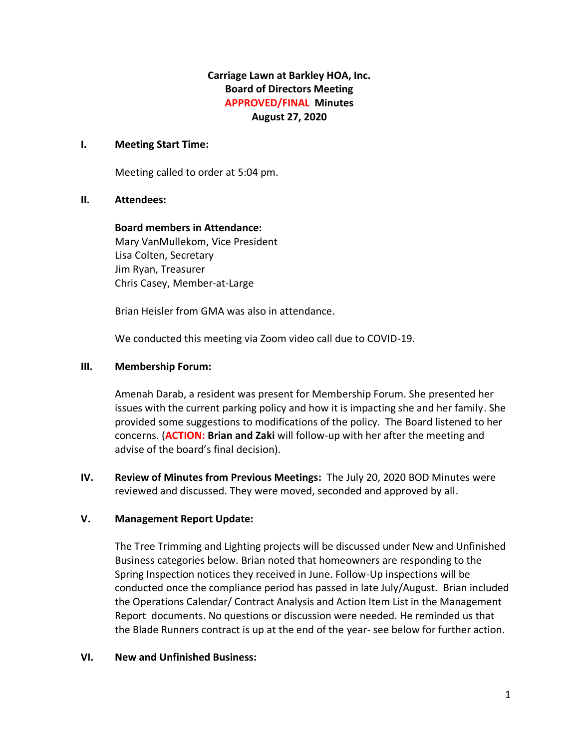**Carriage Lawn at Barkley HOA, Inc.**
**Board of Directors Meeting**
**APPROVED/FINAL Minutes**
**August 27, 2020**

**I. Meeting Start Time:**

Meeting called to order at 5:04 pm.

**II. Attendees:**

**Board members in Attendance:**
Mary VanMullekom, Vice President
Lisa Colten, Secretary
Jim Ryan, Treasurer
Chris Casey, Member-at-Large

Brian Heisler from GMA was also in attendance.

We conducted this meeting via Zoom video call due to COVID-19.

**III. Membership Forum:**

Amenah Darab, a resident was present for Membership Forum. She presented her issues with the current parking policy and how it is impacting she and her family. She provided some suggestions to modifications of the policy. The Board listened to her concerns. (**ACTION: Brian and Zaki** will follow-up with her after the meeting and advise of the board's final decision).

**IV. Review of Minutes from Previous Meetings:** The July 20, 2020 BOD Minutes were reviewed and discussed. They were moved, seconded and approved by all.

**V. Management Report Update:**

The Tree Trimming and Lighting projects will be discussed under New and Unfinished Business categories below. Brian noted that homeowners are responding to the Spring Inspection notices they received in June. Follow-Up inspections will be conducted once the compliance period has passed in late July/August. Brian included the Operations Calendar/ Contract Analysis and Action Item List in the Management Report documents. No questions or discussion were needed. He reminded us that the Blade Runners contract is up at the end of the year- see below for further action.

**VI. New and Unfinished Business:**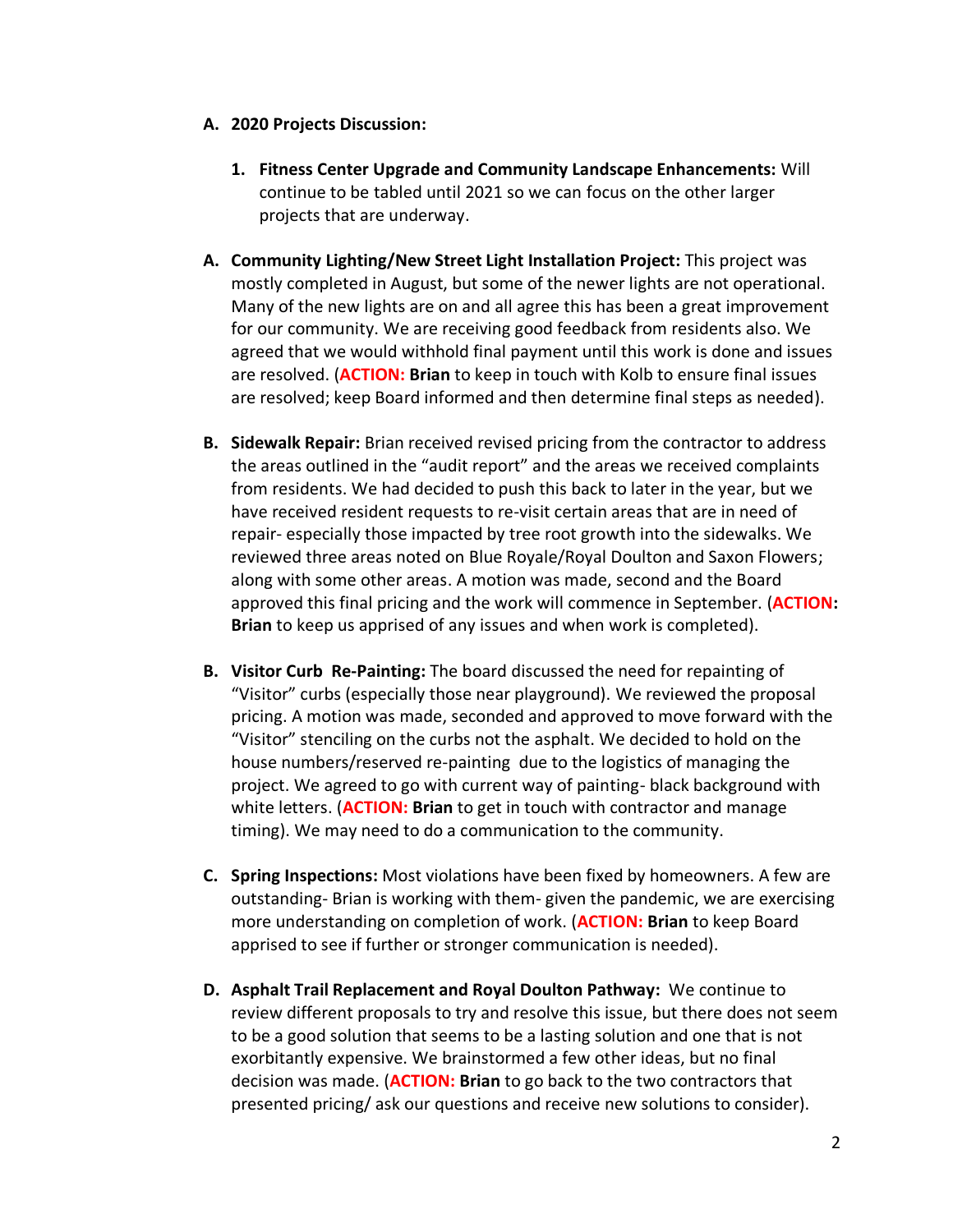**A. 2020 Projects Discussion:**

1. **Fitness Center Upgrade and Community Landscape Enhancements:** Will continue to be tabled until 2021 so we can focus on the other larger projects that are underway.

**A. Community Lighting/New Street Light Installation Project:** This project was mostly completed in August, but some of the newer lights are not operational. Many of the new lights are on and all agree this has been a great improvement for our community. We are receiving good feedback from residents also. We agreed that we would withhold final payment until this work is done and issues are resolved. (**ACTION: Brian** to keep in touch with Kolb to ensure final issues are resolved; keep Board informed and then determine final steps as needed).

**B. Sidewalk Repair:** Brian received revised pricing from the contractor to address the areas outlined in the "audit report" and the areas we received complaints from residents. We had decided to push this back to later in the year, but we have received resident requests to re-visit certain areas that are in need of repair- especially those impacted by tree root growth into the sidewalks. We reviewed three areas noted on Blue Royale/Royal Doulton and Saxon Flowers; along with some other areas. A motion was made, second and the Board approved this final pricing and the work will commence in September. (**ACTION: Brian** to keep us apprised of any issues and when work is completed).

**B. Visitor Curb Re-Painting:** The board discussed the need for repainting of "Visitor" curbs (especially those near playground). We reviewed the proposal pricing. A motion was made, seconded and approved to move forward with the "Visitor" stenciling on the curbs not the asphalt. We decided to hold on the house numbers/reserved re-painting due to the logistics of managing the project. We agreed to go with current way of painting- black background with white letters. (**ACTION: Brian** to get in touch with contractor and manage timing). We may need to do a communication to the community.

**C. Spring Inspections:** Most violations have been fixed by homeowners. A few are outstanding- Brian is working with them- given the pandemic, we are exercising more understanding on completion of work. (**ACTION: Brian** to keep Board apprised to see if further or stronger communication is needed).

**D. Asphalt Trail Replacement and Royal Doulton Pathway:** We continue to review different proposals to try and resolve this issue, but there does not seem to be a good solution that seems to be a lasting solution and one that is not exorbitantly expensive. We brainstormed a few other ideas, but no final decision was made. (**ACTION: Brian** to go back to the two contractors that presented pricing/ ask our questions and receive new solutions to consider).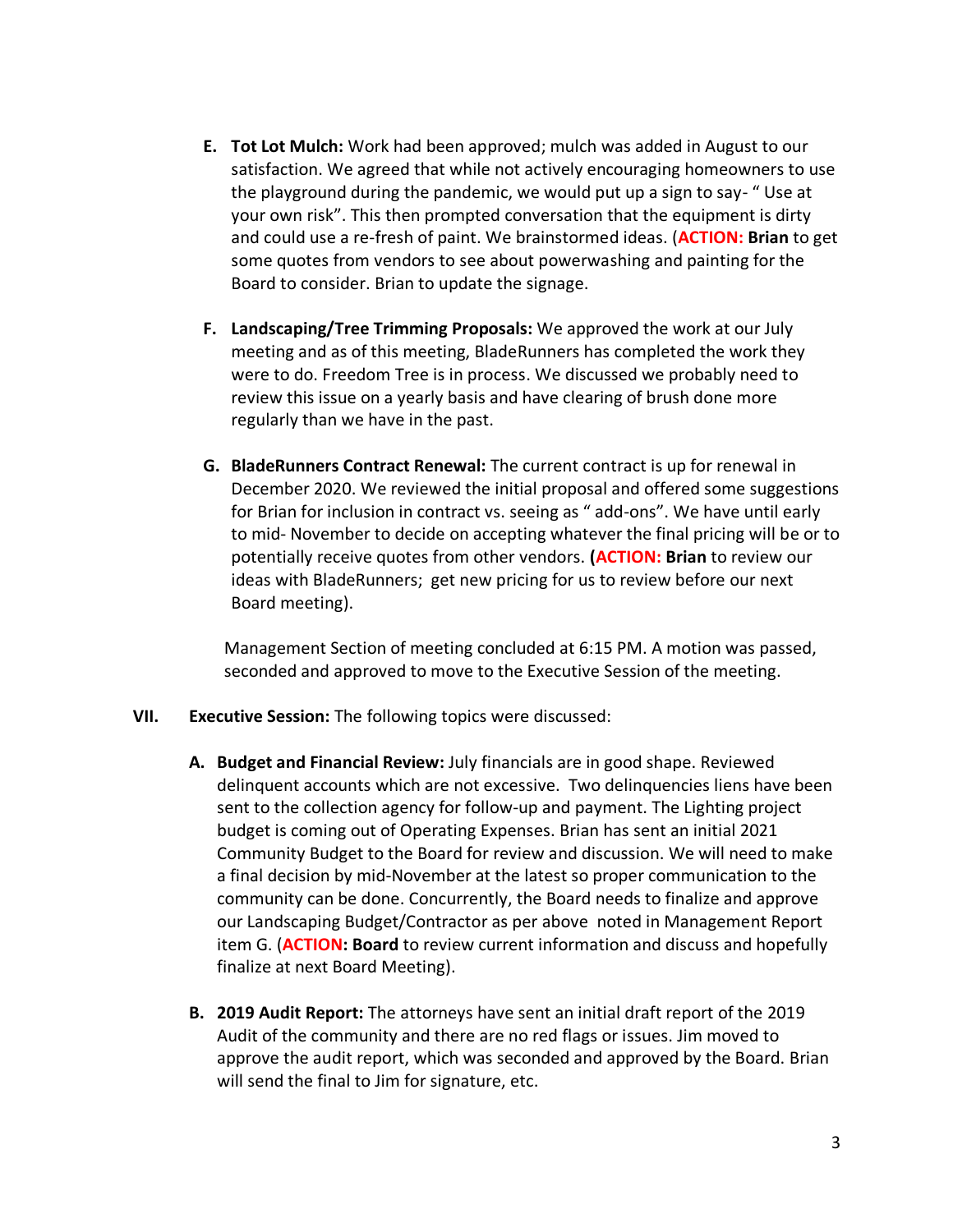E. **Tot Lot Mulch:** Work had been approved; mulch was added in August to our satisfaction. We agreed that while not actively encouraging homeowners to use the playground during the pandemic, we would put up a sign to say- " Use at your own risk". This then prompted conversation that the equipment is dirty and could use a re-fresh of paint. We brainstormed ideas. (**ACTION: Brian** to get some quotes from vendors to see about powerwashing and painting for the Board to consider. Brian to update the signage.

F. **Landscaping/Tree Trimming Proposals:** We approved the work at our July meeting and as of this meeting, BladeRunners has completed the work they were to do. Freedom Tree is in process. We discussed we probably need to review this issue on a yearly basis and have clearing of brush done more regularly than we have in the past.

G. **BladeRunners Contract Renewal:** The current contract is up for renewal in December 2020. We reviewed the initial proposal and offered some suggestions for Brian for inclusion in contract vs. seeing as " add-ons". We have until early to mid- November to decide on accepting whatever the final pricing will be or to potentially receive quotes from other vendors. **(ACTION: Brian** to review our ideas with BladeRunners; get new pricing for us to review before our next Board meeting).

Management Section of meeting concluded at 6:15 PM. A motion was passed, seconded and approved to move to the Executive Session of the meeting.

VII. **Executive Session:** The following topics were discussed:

A. **Budget and Financial Review:** July financials are in good shape. Reviewed delinquent accounts which are not excessive. Two delinquencies liens have been sent to the collection agency for follow-up and payment. The Lighting project budget is coming out of Operating Expenses. Brian has sent an initial 2021 Community Budget to the Board for review and discussion. We will need to make a final decision by mid-November at the latest so proper communication to the community can be done. Concurrently, the Board needs to finalize and approve our Landscaping Budget/Contractor as per above noted in Management Report item G. (**ACTION: Board** to review current information and discuss and hopefully finalize at next Board Meeting).

B. **2019 Audit Report:** The attorneys have sent an initial draft report of the 2019 Audit of the community and there are no red flags or issues. Jim moved to approve the audit report, which was seconded and approved by the Board. Brian will send the final to Jim for signature, etc.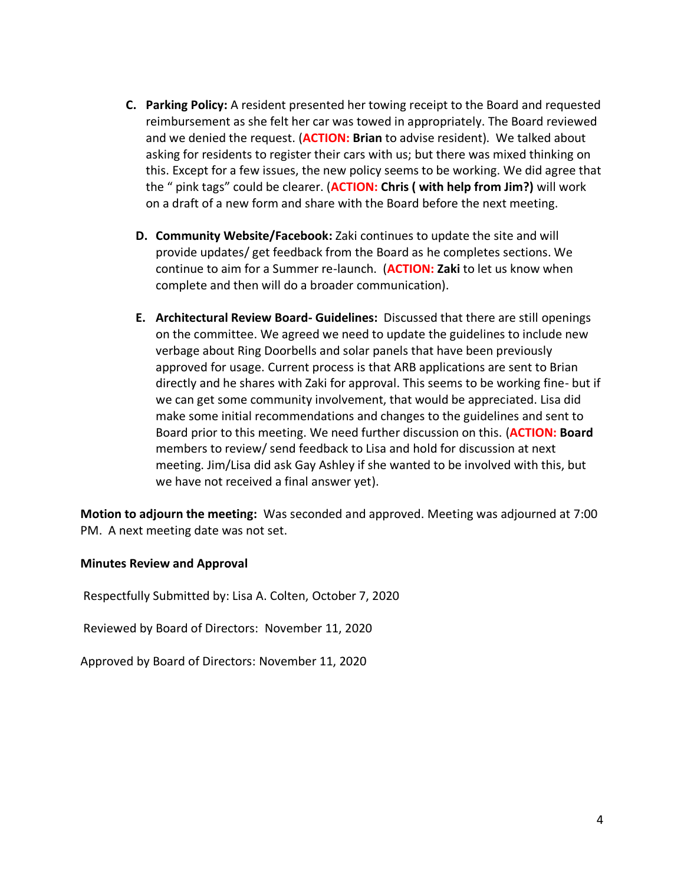C. **Parking Policy:** A resident presented her towing receipt to the Board and requested reimbursement as she felt her car was towed in appropriately. The Board reviewed and we denied the request. (**ACTION:** **Brian** to advise resident). We talked about asking for residents to register their cars with us; but there was mixed thinking on this. Except for a few issues, the new policy seems to be working. We did agree that the " pink tags" could be clearer. (**ACTION:** **Chris ( with help from Jim?)** will work on a draft of a new form and share with the Board before the next meeting.

D. **Community Website/Facebook:** Zaki continues to update the site and will provide updates/ get feedback from the Board as he completes sections. We continue to aim for a Summer re-launch. (**ACTION:** **Zaki** to let us know when complete and then will do a broader communication).

E. **Architectural Review Board- Guidelines:** Discussed that there are still openings on the committee. We agreed we need to update the guidelines to include new verbage about Ring Doorbells and solar panels that have been previously approved for usage. Current process is that ARB applications are sent to Brian directly and he shares with Zaki for approval. This seems to be working fine- but if we can get some community involvement, that would be appreciated. Lisa did make some initial recommendations and changes to the guidelines and sent to Board prior to this meeting. We need further discussion on this. (**ACTION:** **Board** members to review/ send feedback to Lisa and hold for discussion at next meeting. Jim/Lisa did ask Gay Ashley if she wanted to be involved with this, but we have not received a final answer yet).

**Motion to adjourn the meeting:** Was seconded and approved. Meeting was adjourned at 7:00 PM. A next meeting date was not set.

**Minutes Review and Approval**

Respectfully Submitted by: Lisa A. Colten, October 7, 2020

Reviewed by Board of Directors: November 11, 2020

Approved by Board of Directors: November 11, 2020